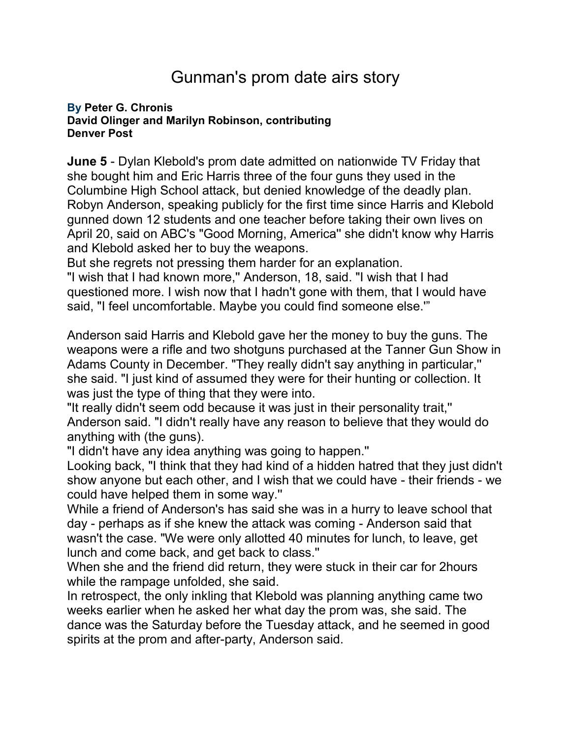# Gunman's prom date airs story

**By Peter G. Chronis**
**David Olinger and Marilyn Robinson, contributing**
**Denver Post**

**June 5** - Dylan Klebold's prom date admitted on nationwide TV Friday that she bought him and Eric Harris three of the four guns they used in the Columbine High School attack, but denied knowledge of the deadly plan. Robyn Anderson, speaking publicly for the first time since Harris and Klebold gunned down 12 students and one teacher before taking their own lives on April 20, said on ABC's "Good Morning, America'' she didn't know why Harris and Klebold asked her to buy the weapons.
But she regrets not pressing them harder for an explanation.
"I wish that I had known more,'' Anderson, 18, said. "I wish that I had questioned more. I wish now that I hadn't gone with them, that I would have said, "I feel uncomfortable. Maybe you could find someone else.'"

Anderson said Harris and Klebold gave her the money to buy the guns. The weapons were a rifle and two shotguns purchased at the Tanner Gun Show in Adams County in December. "They really didn't say anything in particular,'' she said. "I just kind of assumed they were for their hunting or collection. It was just the type of thing that they were into.
"It really didn't seem odd because it was just in their personality trait,'' Anderson said. "I didn't really have any reason to believe that they would do anything with (the guns).
"I didn't have any idea anything was going to happen.''
Looking back, "I think that they had kind of a hidden hatred that they just didn't show anyone but each other, and I wish that we could have - their friends - we could have helped them in some way.''
While a friend of Anderson's has said she was in a hurry to leave school that day - perhaps as if she knew the attack was coming - Anderson said that wasn't the case. "We were only allotted 40 minutes for lunch, to leave, get lunch and come back, and get back to class.''
When she and the friend did return, they were stuck in their car for 2hours while the rampage unfolded, she said.
In retrospect, the only inkling that Klebold was planning anything came two weeks earlier when he asked her what day the prom was, she said. The dance was the Saturday before the Tuesday attack, and he seemed in good spirits at the prom and after-party, Anderson said.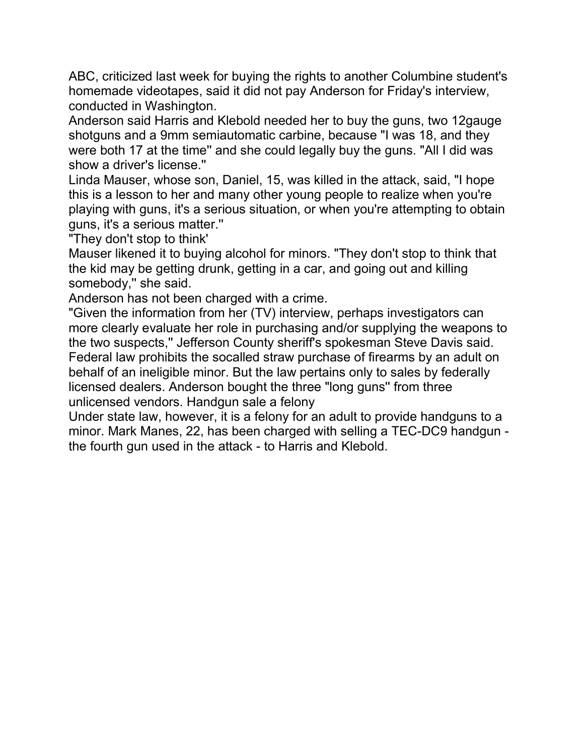ABC, criticized last week for buying the rights to another Columbine student's homemade videotapes, said it did not pay Anderson for Friday's interview, conducted in Washington.

Anderson said Harris and Klebold needed her to buy the guns, two 12gauge shotguns and a 9mm semiautomatic carbine, because "I was 18, and they were both 17 at the time'' and she could legally buy the guns. "All I did was show a driver's license.''

Linda Mauser, whose son, Daniel, 15, was killed in the attack, said, "I hope this is a lesson to her and many other young people to realize when you're playing with guns, it's a serious situation, or when you're attempting to obtain guns, it's a serious matter.''

"They don't stop to think'

Mauser likened it to buying alcohol for minors. "They don't stop to think that the kid may be getting drunk, getting in a car, and going out and killing somebody,'' she said.

Anderson has not been charged with a crime.

"Given the information from her (TV) interview, perhaps investigators can more clearly evaluate her role in purchasing and/or supplying the weapons to the two suspects,'' Jefferson County sheriff's spokesman Steve Davis said.

Federal law prohibits the socalled straw purchase of firearms by an adult on behalf of an ineligible minor. But the law pertains only to sales by federally licensed dealers. Anderson bought the three "long guns'' from three unlicensed vendors. Handgun sale a felony

Under state law, however, it is a felony for an adult to provide handguns to a minor. Mark Manes, 22, has been charged with selling a TEC-DC9 handgun - the fourth gun used in the attack - to Harris and Klebold.